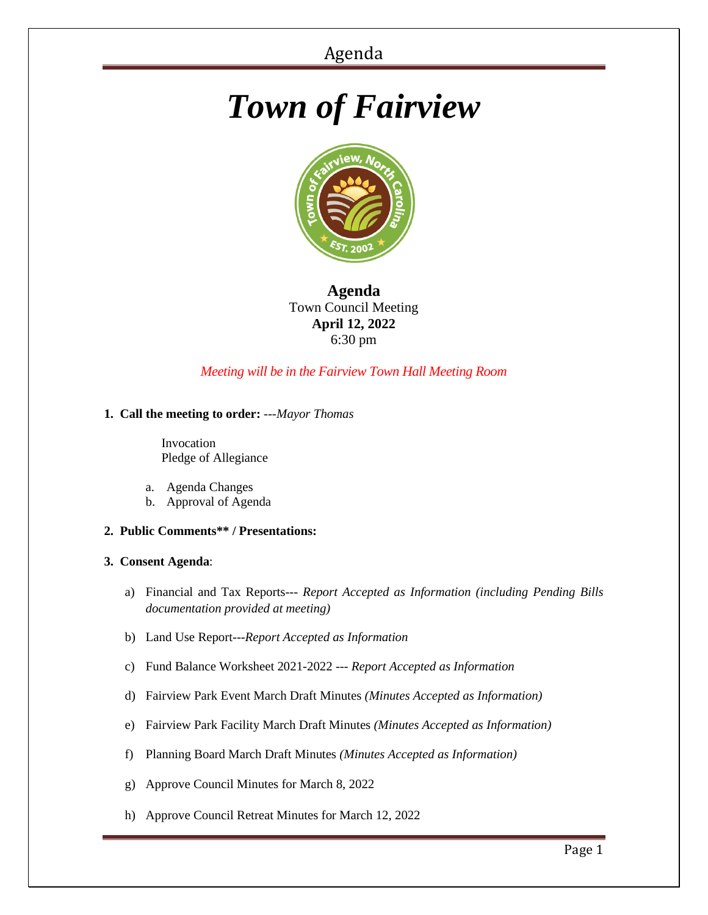# *Town of Fairview*

**Agenda**
Town Council Meeting
**April 12, 2022**
6:30 pm

*Meeting will be in the Fairview Town Hall Meeting Room*

**1. Call the meeting to order:** ---*Mayor Thomas*

Invocation
Pledge of Allegiance

a. Agenda Changes
b. Approval of Agenda

**2. Public Comments\*\* / Presentations:**

**3. Consent Agenda**:

a) Financial and Tax Reports--- *Report Accepted as Information (including Pending Bills documentation provided at meeting)*

b) Land Use Report---*Report Accepted as Information*

c) Fund Balance Worksheet 2021-2022 --- *Report Accepted as Information*

d) Fairview Park Event March Draft Minutes *(Minutes Accepted as Information)*

e) Fairview Park Facility March Draft Minutes *(Minutes Accepted as Information)*

f) Planning Board March Draft Minutes *(Minutes Accepted as Information)*

g) Approve Council Minutes for March 8, 2022

h) Approve Council Retreat Minutes for March 12, 2022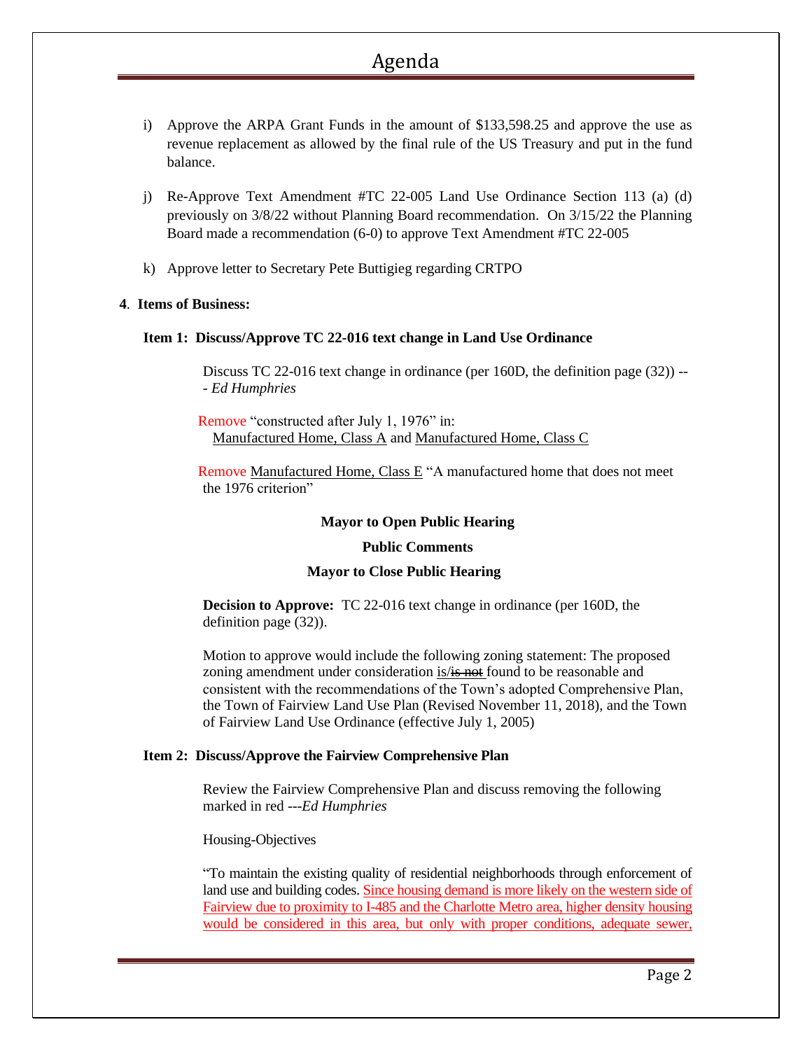i) Approve the ARPA Grant Funds in the amount of $133,598.25 and approve the use as revenue replacement as allowed by the final rule of the US Treasury and put in the fund balance.

j) Re-Approve Text Amendment #TC 22-005 Land Use Ordinance Section 113 (a) (d) previously on 3/8/22 without Planning Board recommendation. On 3/15/22 the Planning Board made a recommendation (6-0) to approve Text Amendment #TC 22-005

k) Approve letter to Secretary Pete Buttigieg regarding CRTPO

**4**. **Items of Business:**

**Item 1: Discuss/Approve TC 22-016 text change in Land Use Ordinance**

Discuss TC 22-016 text change in ordinance (per 160D, the definition page (32)) --- *Ed Humphries*

Remove "constructed after July 1, 1976" in:
Manufactured Home, Class A and Manufactured Home, Class C

Remove Manufactured Home, Class E "A manufactured home that does not meet the 1976 criterion"

**Mayor to Open Public Hearing**

**Public Comments**

**Mayor to Close Public Hearing**

**Decision to Approve:** TC 22-016 text change in ordinance (per 160D, the definition page (32)).

Motion to approve would include the following zoning statement: The proposed zoning amendment under consideration is/~~is not~~ found to be reasonable and consistent with the recommendations of the Town's adopted Comprehensive Plan, the Town of Fairview Land Use Plan (Revised November 11, 2018), and the Town of Fairview Land Use Ordinance (effective July 1, 2005)

**Item 2: Discuss/Approve the Fairview Comprehensive Plan**

Review the Fairview Comprehensive Plan and discuss removing the following marked in red ---*Ed Humphries*

Housing-Objectives

"To maintain the existing quality of residential neighborhoods through enforcement of land use and building codes. Since housing demand is more likely on the western side of Fairview due to proximity to I-485 and the Charlotte Metro area, higher density housing would be considered in this area, but only with proper conditions, adequate sewer,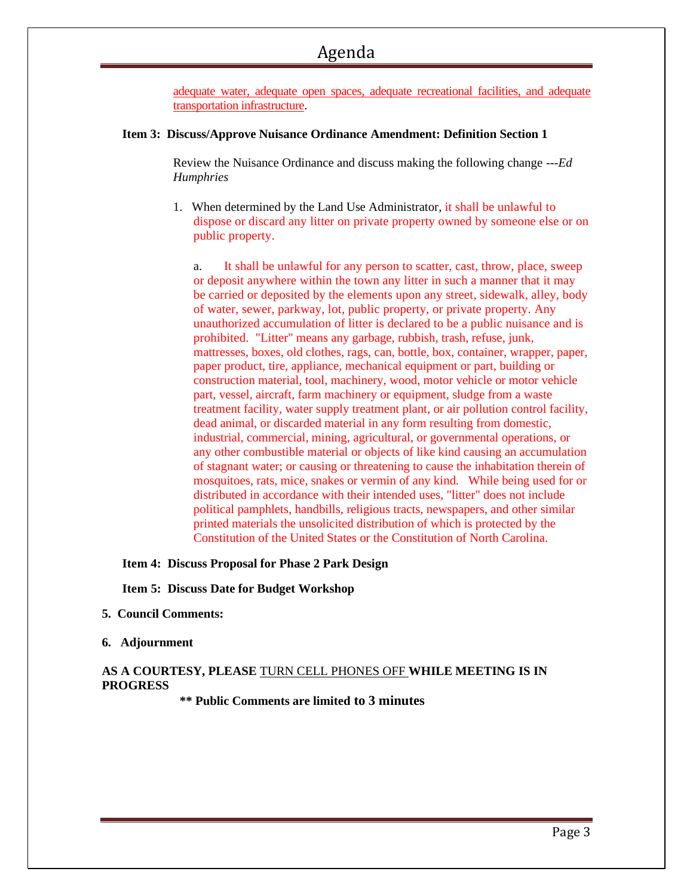adequate water, adequate open spaces, adequate recreational facilities, and adequate transportation infrastructure.

**Item 3: Discuss/Approve Nuisance Ordinance Amendment: Definition Section 1**

Review the Nuisance Ordinance and discuss making the following change ---*Ed Humphries*

1. When determined by the Land Use Administrator, it shall be unlawful to dispose or discard any litter on private property owned by someone else or on public property.

   a. It shall be unlawful for any person to scatter, cast, throw, place, sweep or deposit anywhere within the town any litter in such a manner that it may be carried or deposited by the elements upon any street, sidewalk, alley, body of water, sewer, parkway, lot, public property, or private property. Any unauthorized accumulation of litter is declared to be a public nuisance and is prohibited. "Litter" means any garbage, rubbish, trash, refuse, junk, mattresses, boxes, old clothes, rags, can, bottle, box, container, wrapper, paper, paper product, tire, appliance, mechanical equipment or part, building or construction material, tool, machinery, wood, motor vehicle or motor vehicle part, vessel, aircraft, farm machinery or equipment, sludge from a waste treatment facility, water supply treatment plant, or air pollution control facility, dead animal, or discarded material in any form resulting from domestic, industrial, commercial, mining, agricultural, or governmental operations, or any other combustible material or objects of like kind causing an accumulation of stagnant water; or causing or threatening to cause the inhabitation therein of mosquitoes, rats, mice, snakes or vermin of any kind. While being used for or distributed in accordance with their intended uses, "litter" does not include political pamphlets, handbills, religious tracts, newspapers, and other similar printed materials the unsolicited distribution of which is protected by the Constitution of the United States or the Constitution of North Carolina.

**Item 4: Discuss Proposal for Phase 2 Park Design**

**Item 5: Discuss Date for Budget Workshop**

**5. Council Comments:**

**6. Adjournment**

**AS A COURTESY, PLEASE** TURN CELL PHONES OFF **WHILE MEETING IS IN PROGRESS**

**\*\* Public Comments are limited to 3 minutes**